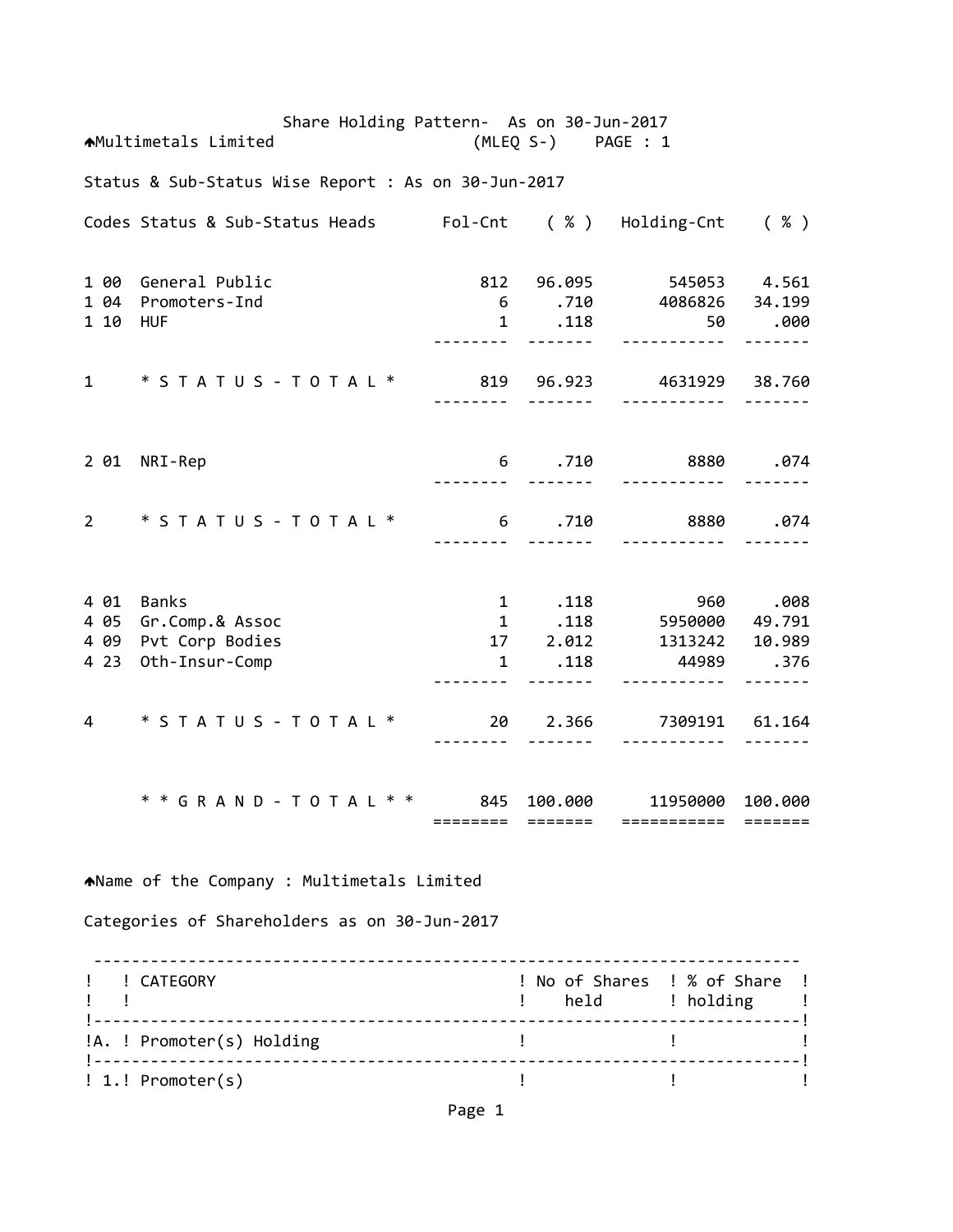Share Holding Pattern- As on 30-Jun-2017

Multimetals Limited (MLEQ S-) PAGE : 1

Status & Sub-Status Wise Report : As on 30-Jun-2017

| Codes | Status & Sub-Status Heads | Fol-Cnt | ( % ) | Holding-Cnt | ( % ) |
|---|---|---|---|---|---|
| 1 00 | General Public | 812 | 96.095 | 545053 | 4.561 |
| 1 04 | Promoters-Ind | 6 | .710 | 4086826 | 34.199 |
| 1 10 | HUF | 1 | .118 | 50 | .000 |
| 1 | * S T A T U S - T O T A L * | 819 | 96.923 | 4631929 | 38.760 |
| 2 01 | NRI-Rep | 6 | .710 | 8880 | .074 |
| 2 | * S T A T U S - T O T A L * | 6 | .710 | 8880 | .074 |
| 4 01 | Banks | 1 | .118 | 960 | .008 |
| 4 05 | Gr.Comp.& Assoc | 1 | .118 | 5950000 | 49.791 |
| 4 09 | Pvt Corp Bodies | 17 | 2.012 | 1313242 | 10.989 |
| 4 23 | Oth-Insur-Comp | 1 | .118 | 44989 | .376 |
| 4 | * S T A T U S - T O T A L * | 20 | 2.366 | 7309191 | 61.164 |
| | * * G R A N D - T O T A L * * | 845 | 100.000 | 11950000 | 100.000 |

Name of the Company : Multimetals Limited

Categories of Shareholders as on 30-Jun-2017

| | CATEGORY | No of Shares held | % of Share holding |
|---|---|---|---|
| A. | Promoter(s) Holding | | |
| 1. | Promoter(s) | | |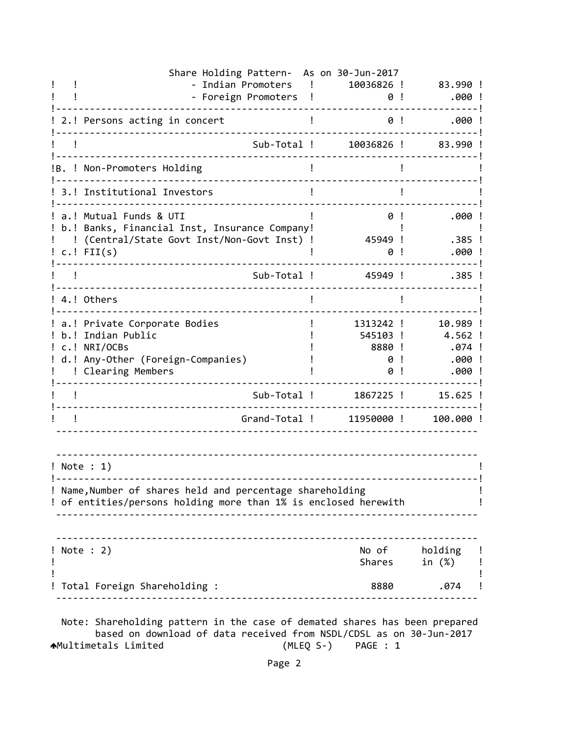Share Holding Pattern- As on 30-Jun-2017

| | | | |
|---|---|---|---|
| | - Indian Promoters | 10036826 | 83.990 |
| | - Foreign Promoters | 0 | .000 |
| 2. | Persons acting in concert | 0 | .000 |
| | Sub-Total | 10036826 | 83.990 |
| B. | Non-Promoters Holding | | |
| 3. | Institutional Investors | | |
| a. | Mutual Funds & UTI | 0 | .000 |
| b. | Banks, Financial Inst, Insurance Company (Central/State Govt Inst/Non-Govt Inst) | 45949 | .385 |
| c. | FII(s) | 0 | .000 |
| | Sub-Total | 45949 | .385 |
| 4. | Others | | |
| a. | Private Corporate Bodies | 1313242 | 10.989 |
| b. | Indian Public | 545103 | 4.562 |
| c. | NRI/OCBs | 8880 | .074 |
| d. | Any-Other (Foreign-Companies) | 0 | .000 |
| | Clearing Members | 0 | .000 |
| | Sub-Total | 1867225 | 15.625 |
| | Grand-Total | 11950000 | 100.000 |

Note : 1)

Name,Number of shares held and percentage shareholding of entities/persons holding more than 1% is enclosed herewith

| Note : 2) | No of Shares | holding in (%) |
|---|---|---|
| Total Foreign Shareholding : | 8880 | .074 |

Note: Shareholding pattern in the case of demated shares has been prepared based on download of data received from NSDL/CDSL as on 30-Jun-2017

Multimetals Limited (MLEQ S-) PAGE : 1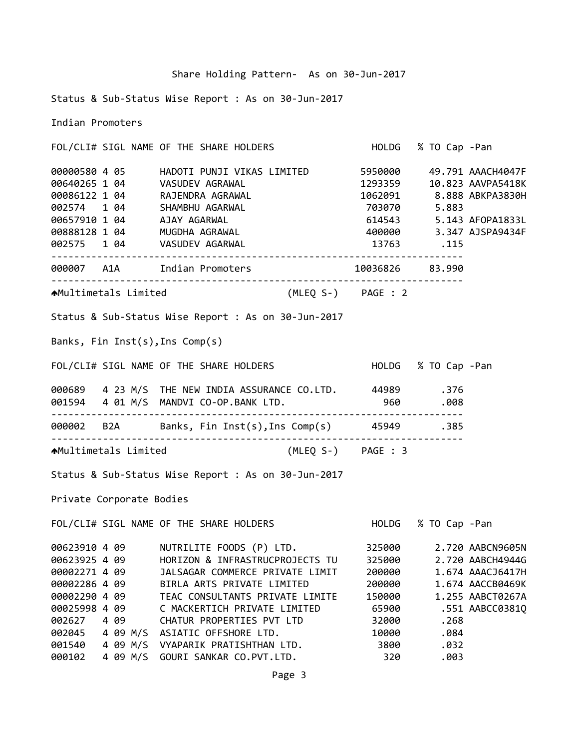Share Holding Pattern- As on 30-Jun-2017

Status & Sub-Status Wise Report : As on 30-Jun-2017

Indian Promoters

| FOL/CLI# | SIGL | NAME OF THE SHARE HOLDERS | HOLDG | % TO Cap | -Pan |
|---|---|---|---|---|---|
| 00000580 | 4 05 | HADOTI PUNJI VIKAS LIMITED | 5950000 | 49.791 | AAACH4047F |
| 00640265 | 1 04 | VASUDEV AGRAWAL | 1293359 | 10.823 | AAVPA5418K |
| 00086122 | 1 04 | RAJENDRA AGRAWAL | 1062091 | 8.888 | ABKPA3830H |
| 002574 | 1 04 | SHAMBHU AGARWAL | 703070 | 5.883 | |
| 00657910 | 1 04 | AJAY AGARWAL | 614543 | 5.143 | AFOPA1833L |
| 00888128 | 1 04 | MUGDHA AGRAWAL | 400000 | 3.347 | AJSPA9434F |
| 002575 | 1 04 | VASUDEV AGARWAL | 13763 | .115 | |
| 000007 | A1A | Indian Promoters | 10036826 | 83.990 | |

Multimetals Limited (MLEQ S-) PAGE : 2

Status & Sub-Status Wise Report : As on 30-Jun-2017

Banks, Fin Inst(s),Ins Comp(s)

| FOL/CLI# | SIGL | NAME OF THE SHARE HOLDERS | HOLDG | % TO Cap | -Pan |
|---|---|---|---|---|---|
| 000689 | 4 23 M/S | THE NEW INDIA ASSURANCE CO.LTD. | 44989 | .376 | |
| 001594 | 4 01 M/S | MANDVI CO-OP.BANK LTD. | 960 | .008 | |
| 000002 | B2A | Banks, Fin Inst(s),Ins Comp(s) | 45949 | .385 | |

Multimetals Limited (MLEQ S-) PAGE : 3

Status & Sub-Status Wise Report : As on 30-Jun-2017

Private Corporate Bodies

| FOL/CLI# | SIGL | NAME OF THE SHARE HOLDERS | HOLDG | % TO Cap | -Pan |
|---|---|---|---|---|---|
| 00623910 | 4 09 | NUTRILITE FOODS (P) LTD. | 325000 | 2.720 | AABCN9605N |
| 00623925 | 4 09 | HORIZON & INFRASTRUCPROJECTS TU | 325000 | 2.720 | AABCH4944G |
| 00002271 | 4 09 | JALSAGAR COMMERCE PRIVATE LIMIT | 200000 | 1.674 | AAACJ6417H |
| 00002286 | 4 09 | BIRLA ARTS PRIVATE LIMITED | 200000 | 1.674 | AACCB0469K |
| 00002290 | 4 09 | TEAC CONSULTANTS PRIVATE LIMITE | 150000 | 1.255 | AABCT0267A |
| 00025998 | 4 09 | C MACKERTICH PRIVATE LIMITED | 65900 | .551 | AABCC0381Q |
| 002627 | 4 09 | CHATUR PROPERTIES PVT LTD | 32000 | .268 | |
| 002045 | 4 09 M/S | ASIATIC OFFSHORE LTD. | 10000 | .084 | |
| 001540 | 4 09 M/S | VYAPARIK PRATISHTHAN LTD. | 3800 | .032 | |
| 000102 | 4 09 M/S | GOURI SANKAR CO.PVT.LTD. | 320 | .003 | |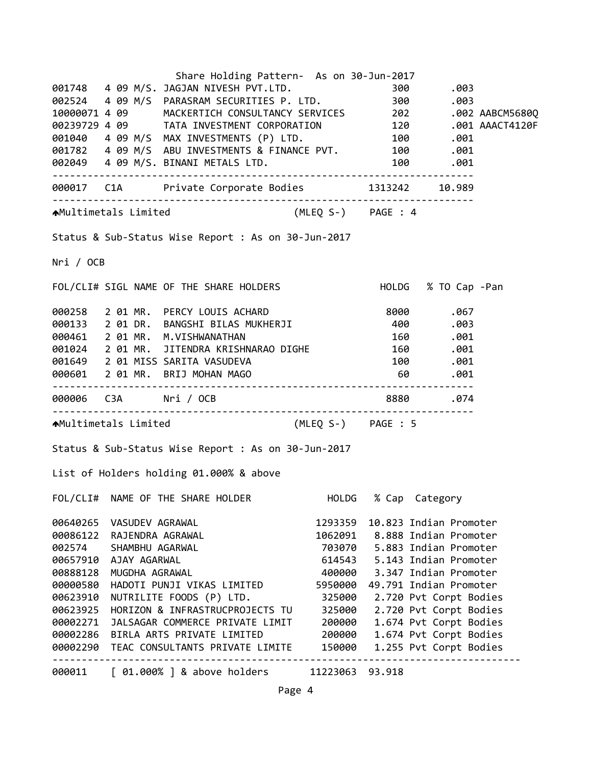Share Holding Pattern- As on 30-Jun-2017

| FOL/CLI# | SIGL | NAME OF THE SHARE HOLDERS | HOLDG | % TO Cap | -Pan |
|---|---|---|---|---|---|
| 001748 | 4 09 | M/S. JAGJAN NIVESH PVT.LTD. | 300 | .003 | |
| 002524 | 4 09 | M/S PARASRAM SECURITIES P. LTD. | 300 | .003 | |
| 10000071 | 4 09 | MACKERTICH CONSULTANCY SERVICES | 202 | .002 | AABCM5680Q |
| 00239729 | 4 09 | TATA INVESTMENT CORPORATION | 120 | .001 | AAACT4120F |
| 001040 | 4 09 | M/S MAX INVESTMENTS (P) LTD. | 100 | .001 | |
| 001782 | 4 09 | M/S ABU INVESTMENTS & FINANCE PVT. | 100 | .001 | |
| 002049 | 4 09 | M/S. BINANI METALS LTD. | 100 | .001 | |
| 000017 | C1A | Private Corporate Bodies | 1313242 | 10.989 | |

Multimetals Limited (MLEQ S-) PAGE : 4

Status & Sub-Status Wise Report : As on 30-Jun-2017

Nri / OCB

| FOL/CLI# | SIGL | NAME OF THE SHARE HOLDERS | HOLDG | % TO Cap | -Pan |
|---|---|---|---|---|---|
| 000258 | 2 01 | MR. PERCY LOUIS ACHARD | 8000 | .067 | |
| 000133 | 2 01 | DR. BANGSHI BILAS MUKHERJI | 400 | .003 | |
| 000461 | 2 01 | MR. M.VISHWANATHAN | 160 | .001 | |
| 001024 | 2 01 | MR. JITENDRA KRISHNARAO DIGHE | 160 | .001 | |
| 001649 | 2 01 | MISS SARITA VASUDEVA | 100 | .001 | |
| 000601 | 2 01 | MR. BRIJ MOHAN MAGO | 60 | .001 | |
| 000006 | C3A | Nri / OCB | 8880 | .074 | |

Multimetals Limited (MLEQ S-) PAGE : 5

Status & Sub-Status Wise Report : As on 30-Jun-2017

List of Holders holding 01.000% & above

| FOL/CLI# | NAME OF THE SHARE HOLDER | HOLDG | % Cap | Category |
|---|---|---|---|---|
| 00640265 | VASUDEV AGRAWAL | 1293359 | 10.823 | Indian Promoter |
| 00086122 | RAJENDRA AGRAWAL | 1062091 | 8.888 | Indian Promoter |
| 002574 | SHAMBHU AGARWAL | 703070 | 5.883 | Indian Promoter |
| 00657910 | AJAY AGARWAL | 614543 | 5.143 | Indian Promoter |
| 00888128 | MUGDHA AGRAWAL | 400000 | 3.347 | Indian Promoter |
| 00000580 | HADOTI PUNJI VIKAS LIMITED | 5950000 | 49.791 | Indian Promoter |
| 00623910 | NUTRILITE FOODS (P) LTD. | 325000 | 2.720 | Pvt Corpt Bodies |
| 00623925 | HORIZON & INFRASTRUCPROJECTS TU | 325000 | 2.720 | Pvt Corpt Bodies |
| 00002271 | JALSAGAR COMMERCE PRIVATE LIMIT | 200000 | 1.674 | Pvt Corpt Bodies |
| 00002286 | BIRLA ARTS PRIVATE LIMITED | 200000 | 1.674 | Pvt Corpt Bodies |
| 00002290 | TEAC CONSULTANTS PRIVATE LIMITE | 150000 | 1.255 | Pvt Corpt Bodies |
| 000011 | [ 01.000% ] & above holders | 11223063 | 93.918 | |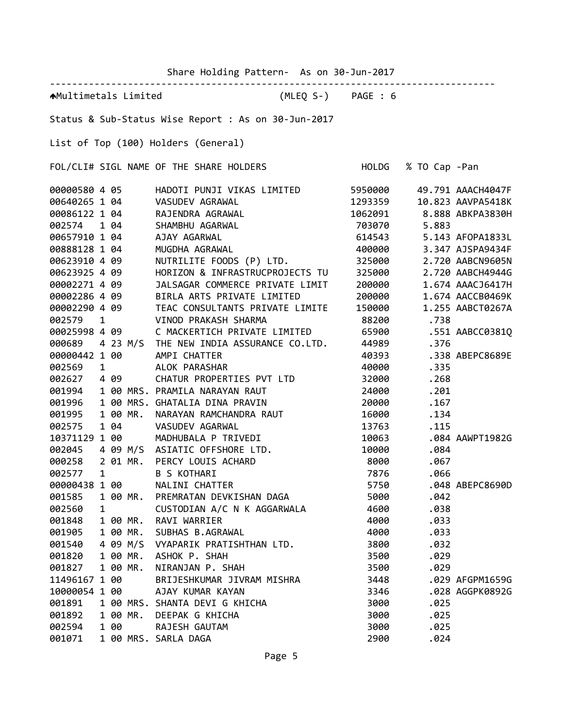Share Holding Pattern- As on 30-Jun-2017

---

Multimetals Limited (MLEQ S-) PAGE : 6

Status & Sub-Status Wise Report : As on 30-Jun-2017

List of Top (100) Holders (General)

| FOL/CLI# | SIGL | NAME OF THE SHARE HOLDERS | HOLDG | % TO Cap | -Pan |
|---|---|---|---|---|---|
| 00000580 | 4 05 | HADOTI PUNJI VIKAS LIMITED | 5950000 | 49.791 | AAACH4047F |
| 00640265 | 1 04 | VASUDEV AGRAWAL | 1293359 | 10.823 | AAVPA5418K |
| 00086122 | 1 04 | RAJENDRA AGRAWAL | 1062091 | 8.888 | ABKPA3830H |
| 002574 | 1 04 | SHAMBHU AGARWAL | 703070 | 5.883 | |
| 00657910 | 1 04 | AJAY AGARWAL | 614543 | 5.143 | AFOPA1833L |
| 00888128 | 1 04 | MUGDHA AGRAWAL | 400000 | 3.347 | AJSPA9434F |
| 00623910 | 4 09 | NUTRILITE FOODS (P) LTD. | 325000 | 2.720 | AABCN9605N |
| 00623925 | 4 09 | HORIZON & INFRASTRUCPROJECTS TU | 325000 | 2.720 | AABCH4944G |
| 00002271 | 4 09 | JALSAGAR COMMERCE PRIVATE LIMIT | 200000 | 1.674 | AAACJ6417H |
| 00002286 | 4 09 | BIRLA ARTS PRIVATE LIMITED | 200000 | 1.674 | AACCB0469K |
| 00002290 | 4 09 | TEAC CONSULTANTS PRIVATE LIMITE | 150000 | 1.255 | AABCT0267A |
| 002579 | 1 | VINOD PRAKASH SHARMA | 88200 | .738 | |
| 00025998 | 4 09 | C MACKERTICH PRIVATE LIMITED | 65900 | .551 | AABCC0381Q |
| 000689 | 4 23 | M/S THE NEW INDIA ASSURANCE CO.LTD. | 44989 | .376 | |
| 00000442 | 1 00 | AMPI CHATTER | 40393 | .338 | ABEPC8689E |
| 002569 | 1 | ALOK PARASHAR | 40000 | .335 | |
| 002627 | 4 09 | CHATUR PROPERTIES PVT LTD | 32000 | .268 | |
| 001994 | 1 00 | MRS. PRAMILA NARAYAN RAUT | 24000 | .201 | |
| 001996 | 1 00 | MRS. GHATALIA DINA PRAVIN | 20000 | .167 | |
| 001995 | 1 00 | MR. NARAYAN RAMCHANDRA RAUT | 16000 | .134 | |
| 002575 | 1 04 | VASUDEV AGARWAL | 13763 | .115 | |
| 10371129 | 1 00 | MADHUBALA P TRIVEDI | 10063 | .084 | AAWPT1982G |
| 002045 | 4 09 | M/S ASIATIC OFFSHORE LTD. | 10000 | .084 | |
| 000258 | 2 01 | MR. PERCY LOUIS ACHARD | 8000 | .067 | |
| 002577 | 1 | B S KOTHARI | 7876 | .066 | |
| 00000438 | 1 00 | NALINI CHATTER | 5750 | .048 | ABEPC8690D |
| 001585 | 1 00 | MR. PREMRATAN DEVKISHAN DAGA | 5000 | .042 | |
| 002560 | 1 | CUSTODIAN A/C N K AGGARWALA | 4600 | .038 | |
| 001848 | 1 00 | MR. RAVI WARRIER | 4000 | .033 | |
| 001905 | 1 00 | MR. SUBHAS B.AGRAWAL | 4000 | .033 | |
| 001540 | 4 09 | M/S VYAPARIK PRATISHTHAN LTD. | 3800 | .032 | |
| 001820 | 1 00 | MR. ASHOK P. SHAH | 3500 | .029 | |
| 001827 | 1 00 | MR. NIRANJAN P. SHAH | 3500 | .029 | |
| 11496167 | 1 00 | BRIJESHKUMAR JIVRAM MISHRA | 3448 | .029 | AFGPM1659G |
| 10000054 | 1 00 | AJAY KUMAR KAYAN | 3346 | .028 | AGGPK0892G |
| 001891 | 1 00 | MRS. SHANTA DEVI G KHICHA | 3000 | .025 | |
| 001892 | 1 00 | MR. DEEPAK G KHICHA | 3000 | .025 | |
| 002594 | 1 00 | RAJESH GAUTAM | 3000 | .025 | |
| 001071 | 1 00 | MRS. SARLA DAGA | 2900 | .024 | |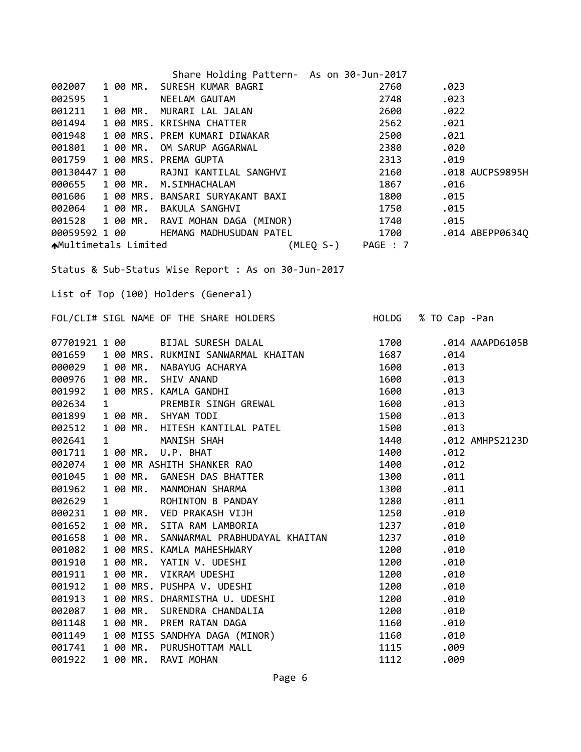Share Holding Pattern- As on 30-Jun-2017

| FOL/CLI# | SIGL | NAME OF THE SHARE HOLDERS | HOLDG | % TO Cap | -Pan |
|---|---|---|---|---|---|
| 002007 | 1 00 | MR. SURESH KUMAR BAGRI | 2760 | .023 | |
| 002595 | 1 | NEELAM GAUTAM | 2748 | .023 | |
| 001211 | 1 00 | MR. MURARI LAL JALAN | 2600 | .022 | |
| 001494 | 1 00 | MRS. KRISHNA CHATTER | 2562 | .021 | |
| 001948 | 1 00 | MRS. PREM KUMARI DIWAKAR | 2500 | .021 | |
| 001801 | 1 00 | MR. OM SARUP AGGARWAL | 2380 | .020 | |
| 001759 | 1 00 | MRS. PREMA GUPTA | 2313 | .019 | |
| 00130447 | 1 00 | RAJNI KANTILAL SANGHVI | 2160 | .018 | AUCPS9895H |
| 000655 | 1 00 | MR. M.SIMHACHALAM | 1867 | .016 | |
| 001606 | 1 00 | MRS. BANSARI SURYAKANT BAXI | 1800 | .015 | |
| 002064 | 1 00 | MR. BAKULA SANGHVI | 1750 | .015 | |
| 001528 | 1 00 | MR. RAVI MOHAN DAGA (MINOR) | 1740 | .015 | |
| 00059592 | 1 00 | HEMANG MADHUSUDAN PATEL | 1700 | .014 | ABEPP0634Q |

Multimetals Limited (MLEQ S-) PAGE : 7

Status & Sub-Status Wise Report : As on 30-Jun-2017

List of Top (100) Holders (General)

| FOL/CLI# | SIGL | NAME OF THE SHARE HOLDERS | HOLDG | % TO Cap | -Pan |
|---|---|---|---|---|---|
| 07701921 | 1 00 | BIJAL SURESH DALAL | 1700 | .014 | AAAPD6105B |
| 001659 | 1 00 | MRS. RUKMINI SANWARMAL KHAITAN | 1687 | .014 | |
| 000029 | 1 00 | MR. NABAYUG ACHARYA | 1600 | .013 | |
| 000976 | 1 00 | MR. SHIV ANAND | 1600 | .013 | |
| 001992 | 1 00 | MRS. KAMLA GANDHI | 1600 | .013 | |
| 002634 | 1 | PREMBIR SINGH GREWAL | 1600 | .013 | |
| 001899 | 1 00 | MR. SHYAM TODI | 1500 | .013 | |
| 002512 | 1 00 | MR. HITESH KANTILAL PATEL | 1500 | .013 | |
| 002641 | 1 | MANISH SHAH | 1440 | .012 | AMHPS2123D |
| 001711 | 1 00 | MR. U.P. BHAT | 1400 | .012 | |
| 002074 | 1 00 | MR ASHITH SHANKER RAO | 1400 | .012 | |
| 001045 | 1 00 | MR. GANESH DAS BHATTER | 1300 | .011 | |
| 001962 | 1 00 | MR. MANMOHAN SHARMA | 1300 | .011 | |
| 002629 | 1 | ROHINTON B PANDAY | 1280 | .011 | |
| 000231 | 1 00 | MR. VED PRAKASH VIJH | 1250 | .010 | |
| 001652 | 1 00 | MR. SITA RAM LAMBORIA | 1237 | .010 | |
| 001658 | 1 00 | MR. SANWARMAL PRABHUDAYAL KHAITAN | 1237 | .010 | |
| 001082 | 1 00 | MRS. KAMLA MAHESHWARY | 1200 | .010 | |
| 001910 | 1 00 | MR. YATIN V. UDESHI | 1200 | .010 | |
| 001911 | 1 00 | MR. VIKRAM UDESHI | 1200 | .010 | |
| 001912 | 1 00 | MRS. PUSHPA V. UDESHI | 1200 | .010 | |
| 001913 | 1 00 | MRS. DHARMISTHA U. UDESHI | 1200 | .010 | |
| 002087 | 1 00 | MR. SURENDRA CHANDALIA | 1200 | .010 | |
| 001148 | 1 00 | MR. PREM RATAN DAGA | 1160 | .010 | |
| 001149 | 1 00 | MISS SANDHYA DAGA (MINOR) | 1160 | .010 | |
| 001741 | 1 00 | MR. PURUSHOTTAM MALL | 1115 | .009 | |
| 001922 | 1 00 | MR. RAVI MOHAN | 1112 | .009 | |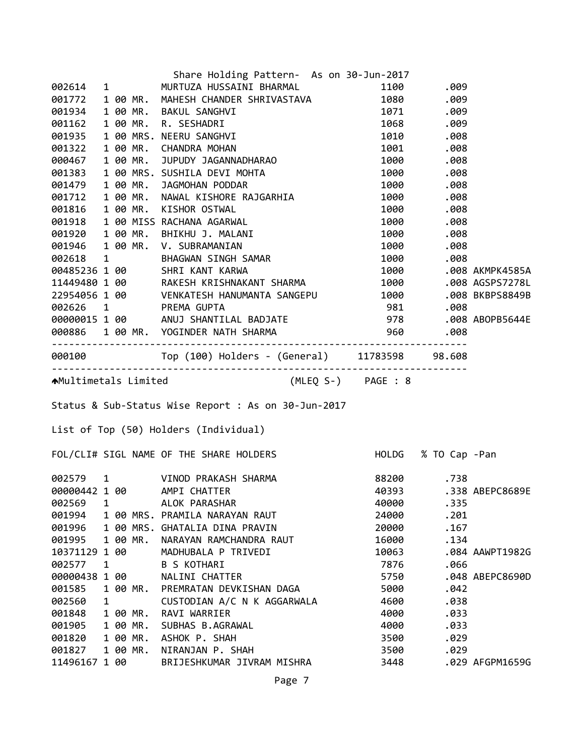Share Holding Pattern- As on 30-Jun-2017

| FOL/CLI# | SIGL | NAME OF THE SHARE HOLDERS | HOLDG | % TO Cap | -Pan |
|---|---|---|---|---|---|
| 002614 | 1 | MURTUZA HUSSAINI BHARMAL | 1100 | .009 | |
| 001772 | 1 00 MR. | MAHESH CHANDER SHRIVASTAVA | 1080 | .009 | |
| 001934 | 1 00 MR. | BAKUL SANGHVI | 1071 | .009 | |
| 001162 | 1 00 MR. | R. SESHADRI | 1068 | .009 | |
| 001935 | 1 00 MRS. | NEERU SANGHVI | 1010 | .008 | |
| 001322 | 1 00 MR. | CHANDRA MOHAN | 1001 | .008 | |
| 000467 | 1 00 MR. | JUPUDY JAGANNADHARAO | 1000 | .008 | |
| 001383 | 1 00 MRS. | SUSHILA DEVI MOHTA | 1000 | .008 | |
| 001479 | 1 00 MR. | JAGMOHAN PODDAR | 1000 | .008 | |
| 001712 | 1 00 MR. | NAWAL KISHORE RAJGARHIA | 1000 | .008 | |
| 001816 | 1 00 MR. | KISHOR OSTWAL | 1000 | .008 | |
| 001918 | 1 00 MISS | RACHANA AGARWAL | 1000 | .008 | |
| 001920 | 1 00 MR. | BHIKHU J. MALANI | 1000 | .008 | |
| 001946 | 1 00 MR. | V. SUBRAMANIAN | 1000 | .008 | |
| 002618 | 1 | BHAGWAN SINGH SAMAR | 1000 | .008 | |
| 00485236 | 1 00 | SHRI KANT KARWA | 1000 | .008 | AKMPK4585A |
| 11449480 | 1 00 | RAKESH KRISHNAKANT SHARMA | 1000 | .008 | AGSPS7278L |
| 22954056 | 1 00 | VENKATESH HANUMANTA SANGEPU | 1000 | .008 | BKBPS8849B |
| 002626 | 1 | PREMA GUPTA | 981 | .008 | |
| 00000015 | 1 00 | ANUJ SHANTILAL BADJATE | 978 | .008 | ABOPB5644E |
| 000886 | 1 00 MR. | YOGINDER NATH SHARMA | 960 | .008 | |
| 000100 | | Top (100) Holders - (General) | 11783598 | 98.608 | |

Multimetals Limited (MLEQ S-) PAGE : 8

Status & Sub-Status Wise Report : As on 30-Jun-2017

List of Top (50) Holders (Individual)

| FOL/CLI# | SIGL | NAME OF THE SHARE HOLDERS | HOLDG | % TO Cap | -Pan |
|---|---|---|---|---|---|
| 002579 | 1 | VINOD PRAKASH SHARMA | 88200 | .738 | |
| 00000442 | 1 00 | AMPI CHATTER | 40393 | .338 | ABEPC8689E |
| 002569 | 1 | ALOK PARASHAR | 40000 | .335 | |
| 001994 | 1 00 MRS. | PRAMILA NARAYAN RAUT | 24000 | .201 | |
| 001996 | 1 00 MRS. | GHATALIA DINA PRAVIN | 20000 | .167 | |
| 001995 | 1 00 MR. | NARAYAN RAMCHANDRA RAUT | 16000 | .134 | |
| 10371129 | 1 00 | MADHUBALA P TRIVEDI | 10063 | .084 | AAWPT1982G |
| 002577 | 1 | B S KOTHARI | 7876 | .066 | |
| 00000438 | 1 00 | NALINI CHATTER | 5750 | .048 | ABEPC8690D |
| 001585 | 1 00 MR. | PREMRATAN DEVKISHAN DAGA | 5000 | .042 | |
| 002560 | 1 | CUSTODIAN A/C N K AGGARWALA | 4600 | .038 | |
| 001848 | 1 00 MR. | RAVI WARRIER | 4000 | .033 | |
| 001905 | 1 00 MR. | SUBHAS B.AGRAWAL | 4000 | .033 | |
| 001820 | 1 00 MR. | ASHOK P. SHAH | 3500 | .029 | |
| 001827 | 1 00 MR. | NIRANJAN P. SHAH | 3500 | .029 | |
| 11496167 | 1 00 | BRIJESHKUMAR JIVRAM MISHRA | 3448 | .029 | AFGPM1659G |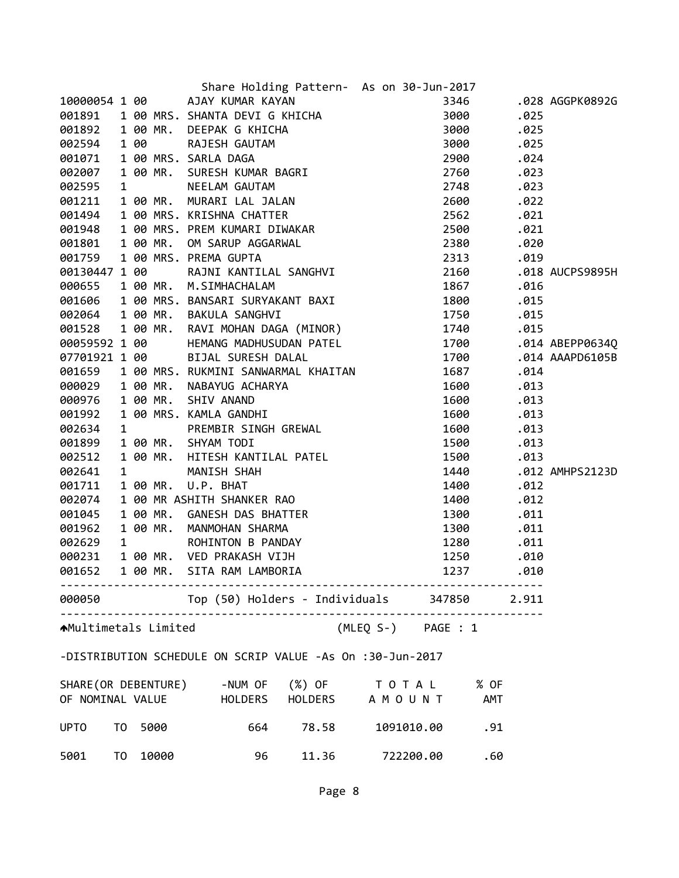Share Holding Pattern- As on 30-Jun-2017

| Folio | | | Name | Shares | % | PAN |
|---|---|---|---|---|---|---|
| 10000054 | 1 00 | | AJAY KUMAR KAYAN | 3346 | .028 | AGGPK0892G |
| 001891 | 1 00 | MRS. | SHANTA DEVI G KHICHA | 3000 | .025 | |
| 001892 | 1 00 | MR. | DEEPAK G KHICHA | 3000 | .025 | |
| 002594 | 1 00 | | RAJESH GAUTAM | 3000 | .025 | |
| 001071 | 1 00 | MRS. | SARLA DAGA | 2900 | .024 | |
| 002007 | 1 00 | MR. | SURESH KUMAR BAGRI | 2760 | .023 | |
| 002595 | 1 | | NEELAM GAUTAM | 2748 | .023 | |
| 001211 | 1 00 | MR. | MURARI LAL JALAN | 2600 | .022 | |
| 001494 | 1 00 | MRS. | KRISHNA CHATTER | 2562 | .021 | |
| 001948 | 1 00 | MRS. | PREM KUMARI DIWAKAR | 2500 | .021 | |
| 001801 | 1 00 | MR. | OM SARUP AGGARWAL | 2380 | .020 | |
| 001759 | 1 00 | MRS. | PREMA GUPTA | 2313 | .019 | |
| 00130447 | 1 00 | | RAJNI KANTILAL SANGHVI | 2160 | .018 | AUCPS9895H |
| 000655 | 1 00 | MR. | M.SIMHACHALAM | 1867 | .016 | |
| 001606 | 1 00 | MRS. | BANSARI SURYAKANT BAXI | 1800 | .015 | |
| 002064 | 1 00 | MR. | BAKULA SANGHVI | 1750 | .015 | |
| 001528 | 1 00 | MR. | RAVI MOHAN DAGA (MINOR) | 1740 | .015 | |
| 00059592 | 1 00 | | HEMANG MADHUSUDAN PATEL | 1700 | .014 | ABEPP0634Q |
| 07701921 | 1 00 | | BIJAL SURESH DALAL | 1700 | .014 | AAAPD6105B |
| 001659 | 1 00 | MRS. | RUKMINI SANWARMAL KHAITAN | 1687 | .014 | |
| 000029 | 1 00 | MR. | NABAYUG ACHARYA | 1600 | .013 | |
| 000976 | 1 00 | MR. | SHIV ANAND | 1600 | .013 | |
| 001992 | 1 00 | MRS. | KAMLA GANDHI | 1600 | .013 | |
| 002634 | 1 | | PREMBIR SINGH GREWAL | 1600 | .013 | |
| 001899 | 1 00 | MR. | SHYAM TODI | 1500 | .013 | |
| 002512 | 1 00 | MR. | HITESH KANTILAL PATEL | 1500 | .013 | |
| 002641 | 1 | | MANISH SHAH | 1440 | .012 | AMHPS2123D |
| 001711 | 1 00 | MR. | U.P. BHAT | 1400 | .012 | |
| 002074 | 1 00 | MR | ASHITH SHANKER RAO | 1400 | .012 | |
| 001045 | 1 00 | MR. | GANESH DAS BHATTER | 1300 | .011 | |
| 001962 | 1 00 | MR. | MANMOHAN SHARMA | 1300 | .011 | |
| 002629 | 1 | | ROHINTON B PANDAY | 1280 | .011 | |
| 000231 | 1 00 | MR. | VED PRAKASH VIJH | 1250 | .010 | |
| 001652 | 1 00 | MR. | SITA RAM LAMBORIA | 1237 | .010 | |
| 000050 | | | Top (50) Holders - Individuals | 347850 | 2.911 | |

Multimetals Limited (MLEQ S-) PAGE : 1

-DISTRIBUTION SCHEDULE ON SCRIP VALUE -As On :30-Jun-2017

| SHARE(OR DEBENTURE) OF NOMINAL VALUE | -NUM OF HOLDERS | (%) OF HOLDERS | T O T A L A M O U N T | % OF AMT |
|---|---|---|---|---|
| UPTO TO 5000 | 664 | 78.58 | 1091010.00 | .91 |
| 5001 TO 10000 | 96 | 11.36 | 722200.00 | .60 |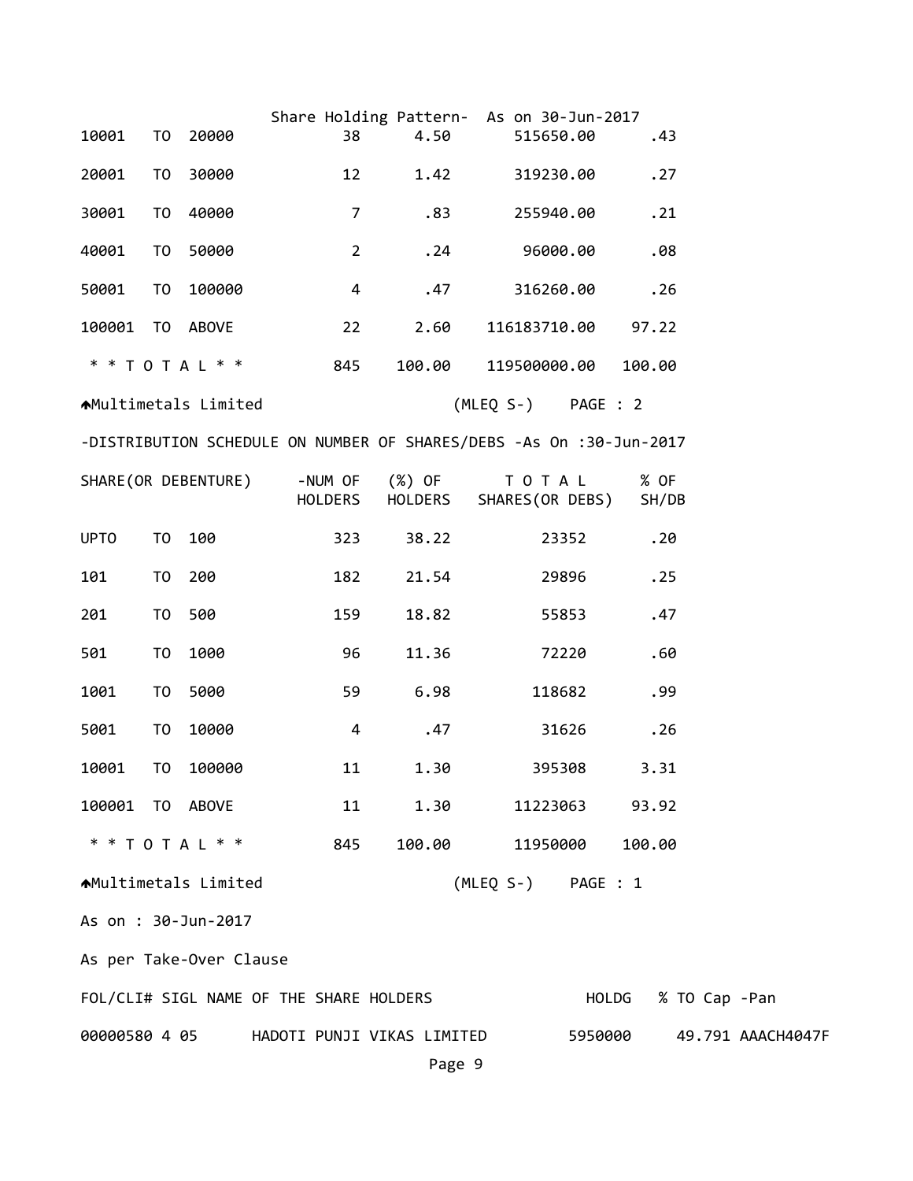Share Holding Pattern- As on 30-Jun-2017

| | | | | |
|---|---|---|---|---|
| 10001 TO 20000 | 38 | 4.50 | 515650.00 | .43 |
| 20001 TO 30000 | 12 | 1.42 | 319230.00 | .27 |
| 30001 TO 40000 | 7 | .83 | 255940.00 | .21 |
| 40001 TO 50000 | 2 | .24 | 96000.00 | .08 |
| 50001 TO 100000 | 4 | .47 | 316260.00 | .26 |
| 100001 TO ABOVE | 22 | 2.60 | 116183710.00 | 97.22 |
| * * T O T A L * * | 845 | 100.00 | 119500000.00 | 100.00 |

Multimetals Limited (MLEQ S-) PAGE : 2

-DISTRIBUTION SCHEDULE ON NUMBER OF SHARES/DEBS -As On :30-Jun-2017

| SHARE(OR DEBENTURE) | -NUM OF HOLDERS | (%) OF HOLDERS | T O T A L SHARES(OR DEBS) | % OF SH/DB |
|---|---|---|---|---|
| UPTO TO 100 | 323 | 38.22 | 23352 | .20 |
| 101 TO 200 | 182 | 21.54 | 29896 | .25 |
| 201 TO 500 | 159 | 18.82 | 55853 | .47 |
| 501 TO 1000 | 96 | 11.36 | 72220 | .60 |
| 1001 TO 5000 | 59 | 6.98 | 118682 | .99 |
| 5001 TO 10000 | 4 | .47 | 31626 | .26 |
| 10001 TO 100000 | 11 | 1.30 | 395308 | 3.31 |
| 100001 TO ABOVE | 11 | 1.30 | 11223063 | 93.92 |
| * * T O T A L * * | 845 | 100.00 | 11950000 | 100.00 |

Multimetals Limited (MLEQ S-) PAGE : 1

As on : 30-Jun-2017

As per Take-Over Clause

| FOL/CLI# | SIGL | NAME OF THE SHARE HOLDERS | HOLDG | % TO Cap | -Pan |
|---|---|---|---|---|---|
| 00000580 | 4 05 | HADOTI PUNJI VIKAS LIMITED | 5950000 | 49.791 | AAACH4047F |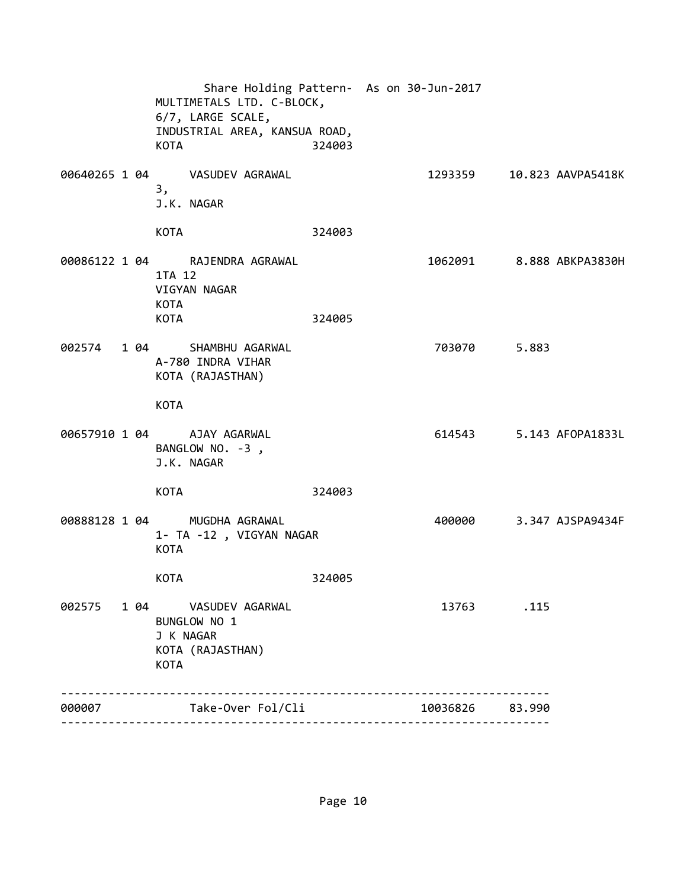Share Holding Pattern- As on 30-Jun-2017

MULTIMETALS LTD. C-BLOCK,
6/7, LARGE SCALE,
INDUSTRIAL AREA, KANSUA ROAD,
KOTA 324003

| | | | | | | |
|---|---|---|---|---|---|---|
| 00640265 | 1 04 | VASUDEV AGRAWAL<br>3,<br>J.K. NAGAR<br><br>KOTA 324003 | 1293359 | 10.823 | AAVPA5418K |
| 00086122 | 1 04 | RAJENDRA AGRAWAL<br>1TA 12<br>VIGYAN NAGAR<br>KOTA<br>KOTA 324005 | 1062091 | 8.888 | ABKPA3830H |
| 002574 | 1 04 | SHAMBHU AGARWAL<br>A-780 INDRA VIHAR<br>KOTA (RAJASTHAN)<br><br>KOTA | 703070 | 5.883 | |
| 00657910 | 1 04 | AJAY AGARWAL<br>BANGLOW NO. -3 ,<br>J.K. NAGAR<br><br>KOTA 324003 | 614543 | 5.143 | AFOPA1833L |
| 00888128 | 1 04 | MUGDHA AGRAWAL<br>1- TA -12 , VIGYAN NAGAR<br>KOTA<br><br>KOTA 324005 | 400000 | 3.347 | AJSPA9434F |
| 002575 | 1 04 | VASUDEV AGARWAL<br>BUNGLOW NO 1<br>J K NAGAR<br>KOTA (RAJASTHAN)<br>KOTA | 13763 | .115 | |
| 000007 | | Take-Over Fol/Cli | 10036826 | 83.990 | |